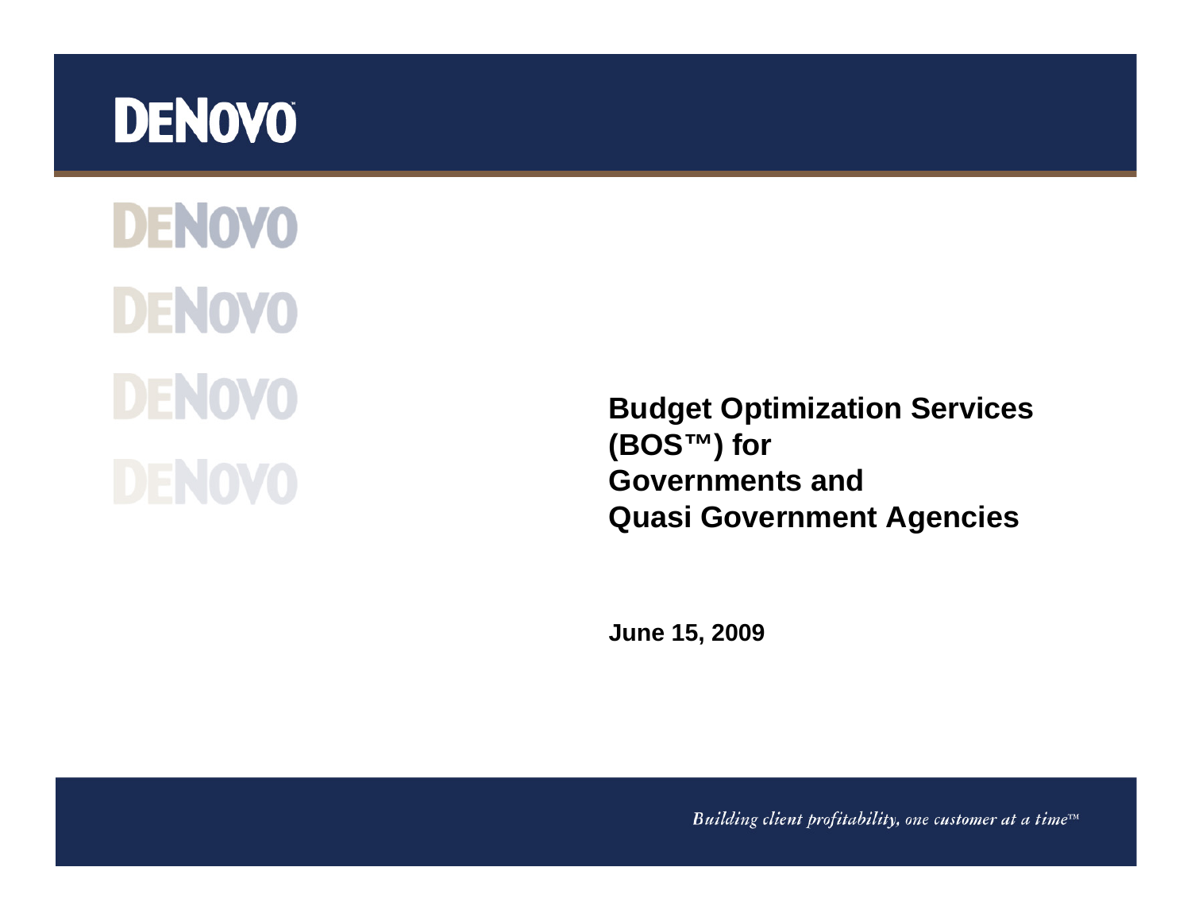# DENOVO

DENOVO

DENOVO

DENOVO

DENOVO

**Budget Optimization Services (BOS™) for Governments and Quasi Government Agencies**

**June 15, 2009**

*Building client profitability, one customer at a time™*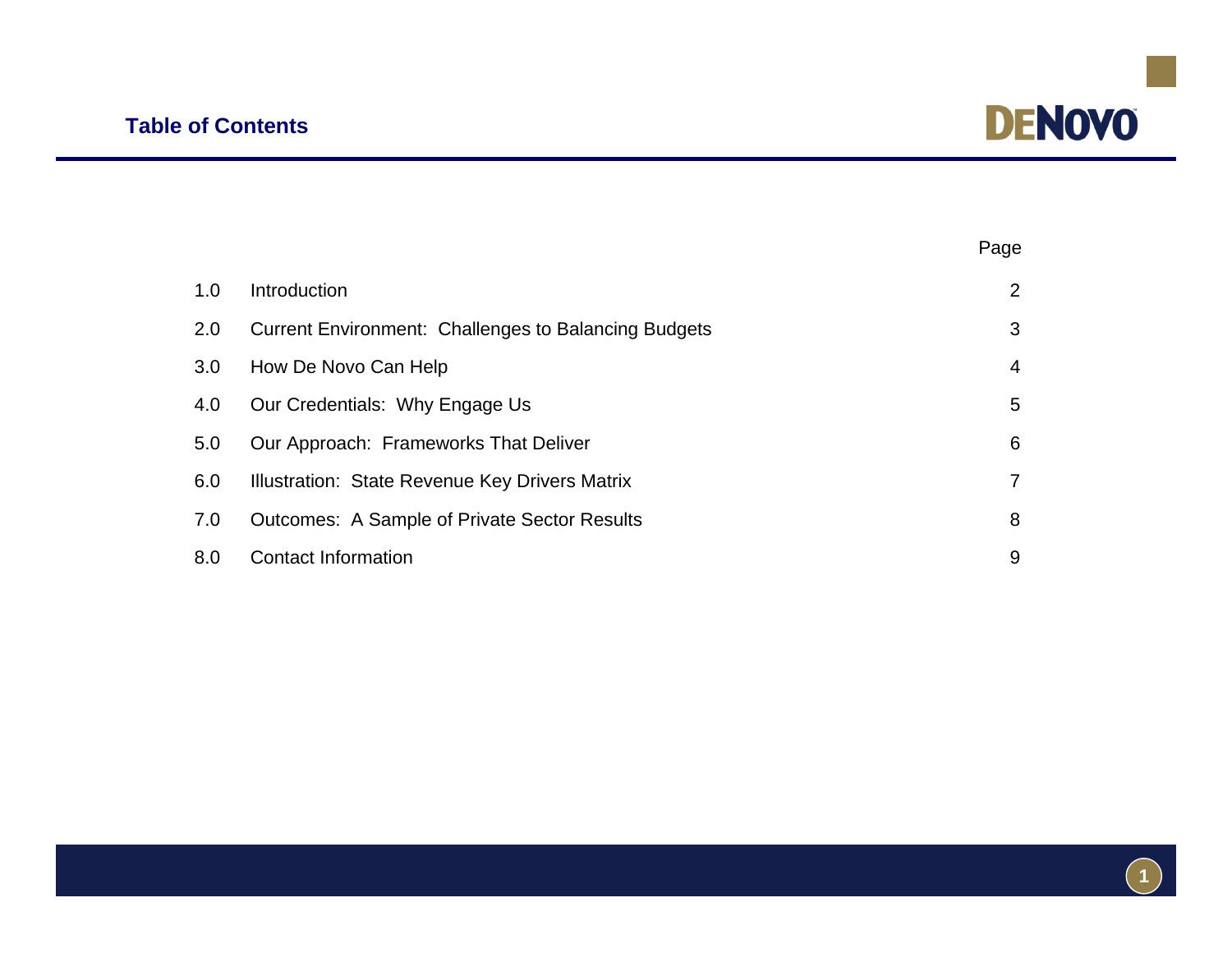## Table of Contents

| | | Page |
|---|---|---|
| 1.0 | Introduction | 2 |
| 2.0 | Current Environment:  Challenges to Balancing Budgets | 3 |
| 3.0 | How De Novo Can Help | 4 |
| 4.0 | Our Credentials:  Why Engage Us | 5 |
| 5.0 | Our Approach:  Frameworks That Deliver | 6 |
| 6.0 | Illustration:  State Revenue Key Drivers Matrix | 7 |
| 7.0 | Outcomes:  A Sample of Private Sector Results | 8 |
| 8.0 | Contact Information | 9 |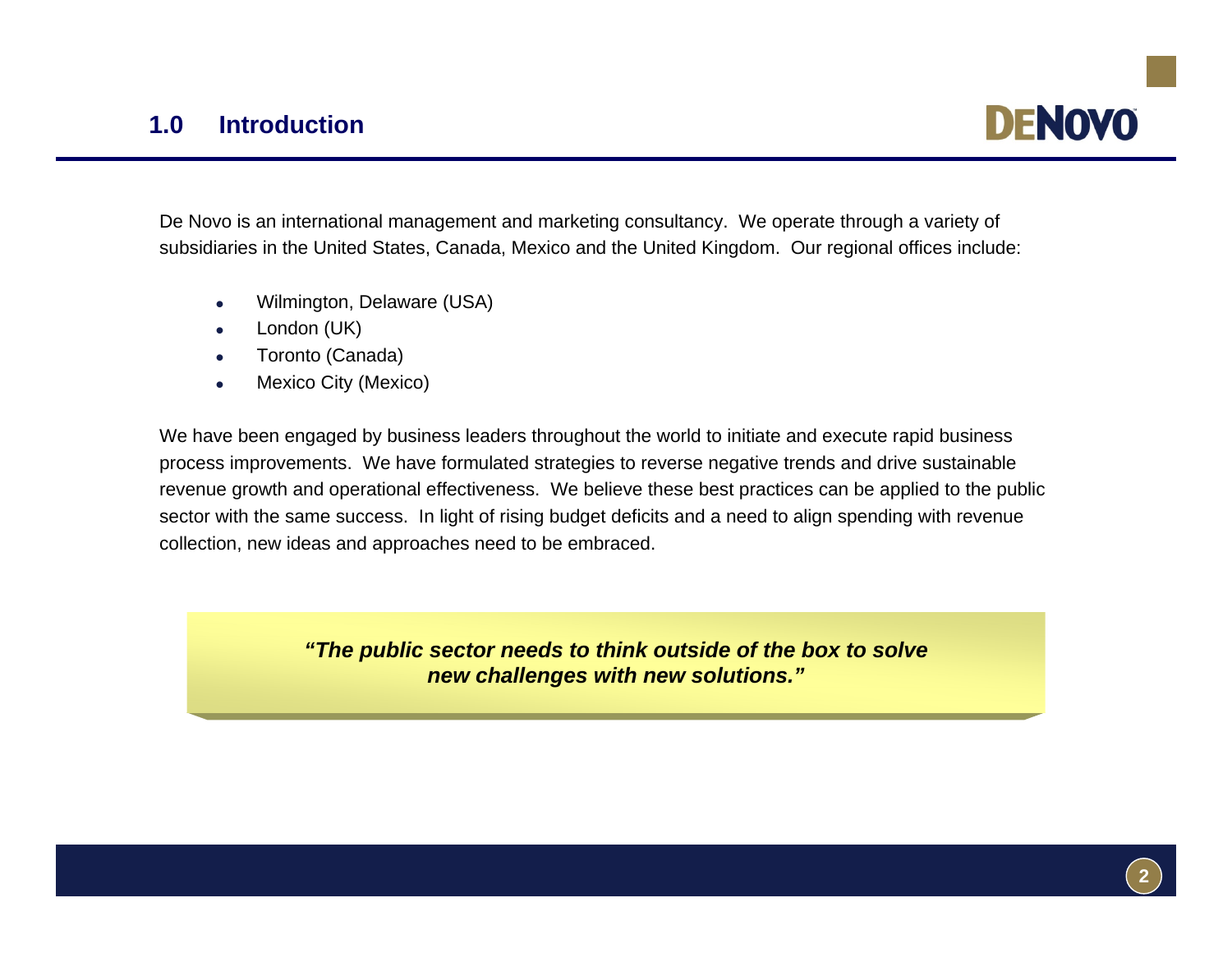## 1.0 Introduction

De Novo is an international management and marketing consultancy. We operate through a variety of subsidiaries in the United States, Canada, Mexico and the United Kingdom. Our regional offices include:

- Wilmington, Delaware (USA)
- London (UK)
- Toronto (Canada)
- Mexico City (Mexico)

We have been engaged by business leaders throughout the world to initiate and execute rapid business process improvements. We have formulated strategies to reverse negative trends and drive sustainable revenue growth and operational effectiveness. We believe these best practices can be applied to the public sector with the same success. In light of rising budget deficits and a need to align spending with revenue collection, new ideas and approaches need to be embraced.

> ***"The public sector needs to think outside of the box to solve new challenges with new solutions."***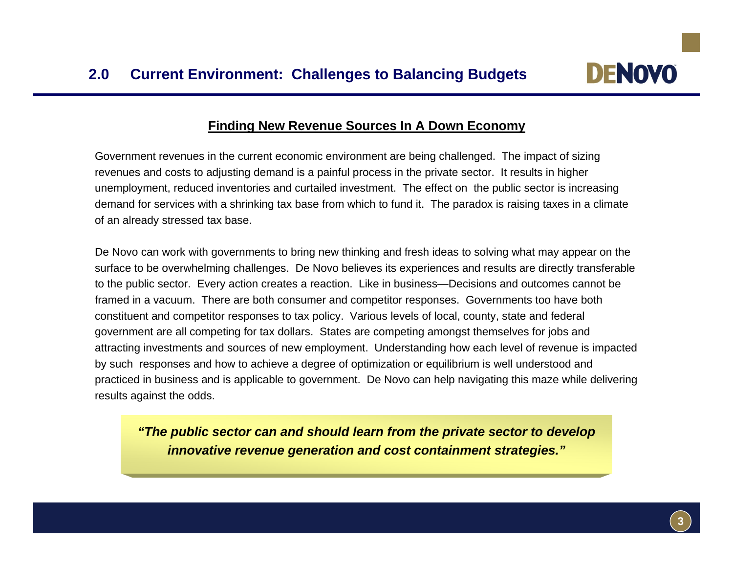## 2.0 Current Environment: Challenges to Balancing Budgets

### Finding New Revenue Sources In A Down Economy

Government revenues in the current economic environment are being challenged. The impact of sizing revenues and costs to adjusting demand is a painful process in the private sector. It results in higher unemployment, reduced inventories and curtailed investment. The effect on the public sector is increasing demand for services with a shrinking tax base from which to fund it. The paradox is raising taxes in a climate of an already stressed tax base.

De Novo can work with governments to bring new thinking and fresh ideas to solving what may appear on the surface to be overwhelming challenges. De Novo believes its experiences and results are directly transferable to the public sector. Every action creates a reaction. Like in business—Decisions and outcomes cannot be framed in a vacuum. There are both consumer and competitor responses. Governments too have both constituent and competitor responses to tax policy. Various levels of local, county, state and federal government are all competing for tax dollars. States are competing amongst themselves for jobs and attracting investments and sources of new employment. Understanding how each level of revenue is impacted by such responses and how to achieve a degree of optimization or equilibrium is well understood and practiced in business and is applicable to government. De Novo can help navigating this maze while delivering results against the odds.

> ***"The public sector can and should learn from the private sector to develop innovative revenue generation and cost containment strategies."***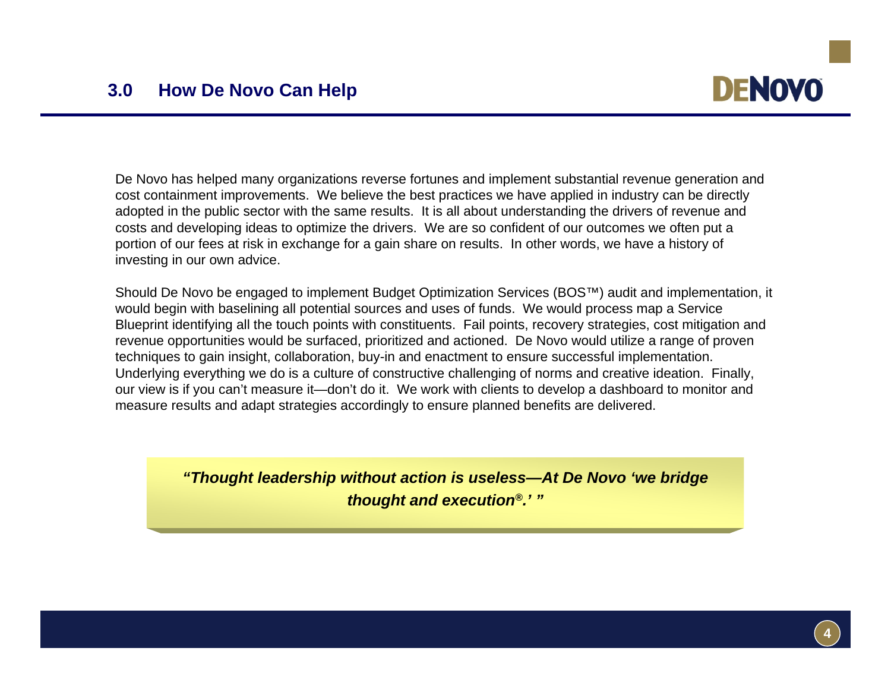# 3.0 How De Novo Can Help

De Novo has helped many organizations reverse fortunes and implement substantial revenue generation and cost containment improvements. We believe the best practices we have applied in industry can be directly adopted in the public sector with the same results. It is all about understanding the drivers of revenue and costs and developing ideas to optimize the drivers. We are so confident of our outcomes we often put a portion of our fees at risk in exchange for a gain share on results. In other words, we have a history of investing in our own advice.

Should De Novo be engaged to implement Budget Optimization Services (BOS™) audit and implementation, it would begin with baselining all potential sources and uses of funds. We would process map a Service Blueprint identifying all the touch points with constituents. Fail points, recovery strategies, cost mitigation and revenue opportunities would be surfaced, prioritized and actioned. De Novo would utilize a range of proven techniques to gain insight, collaboration, buy-in and enactment to ensure successful implementation. Underlying everything we do is a culture of constructive challenging of norms and creative ideation. Finally, our view is if you can't measure it—don't do it. We work with clients to develop a dashboard to monitor and measure results and adapt strategies accordingly to ensure planned benefits are delivered.

***"Thought leadership without action is useless—At De Novo 'we bridge thought and execution®.' "***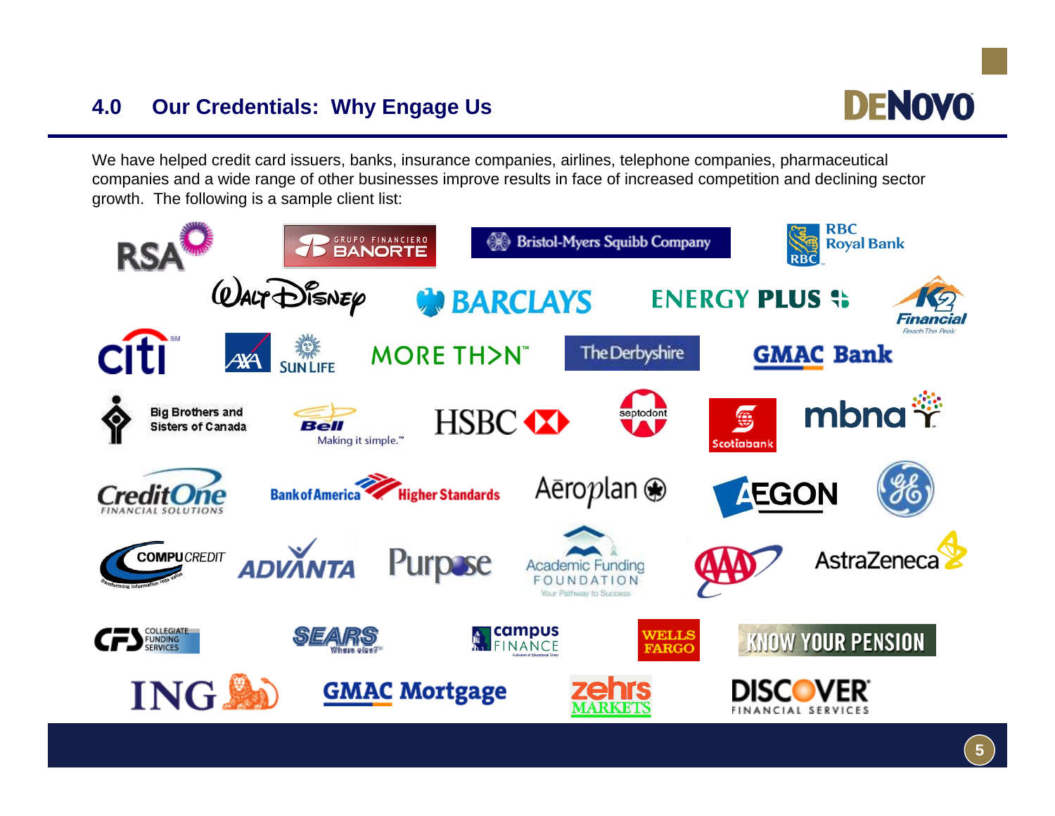## 4.0 Our Credentials: Why Engage Us

We have helped credit card issuers, banks, insurance companies, airlines, telephone companies, pharmaceutical companies and a wide range of other businesses improve results in face of increased competition and declining sector growth. The following is a sample client list:

RSA, Grupo Financiero Banorte, Bristol-Myers Squibb Company, RBC Royal Bank, Walt Disney, Barclays, Energy Plus, K2 Financial, Citi, AXA, Sun Life, More Th>n, The Derbyshire, GMAC Bank, Big Brothers and Sisters of Canada, Bell, HSBC, Septodont, Scotiabank, MBNA, CreditOne Financial Solutions, Bank of America, Aeroplan, AEGON, GE, CompuCredit, Advanta, Purpose, Academic Funding Foundation, AAA, AstraZeneca, CFS Collegiate Funding Services, Sears, Campus Finance, Wells Fargo, Know Your Pension, ING, GMAC Mortgage, Zehrs Markets, Discover Financial Services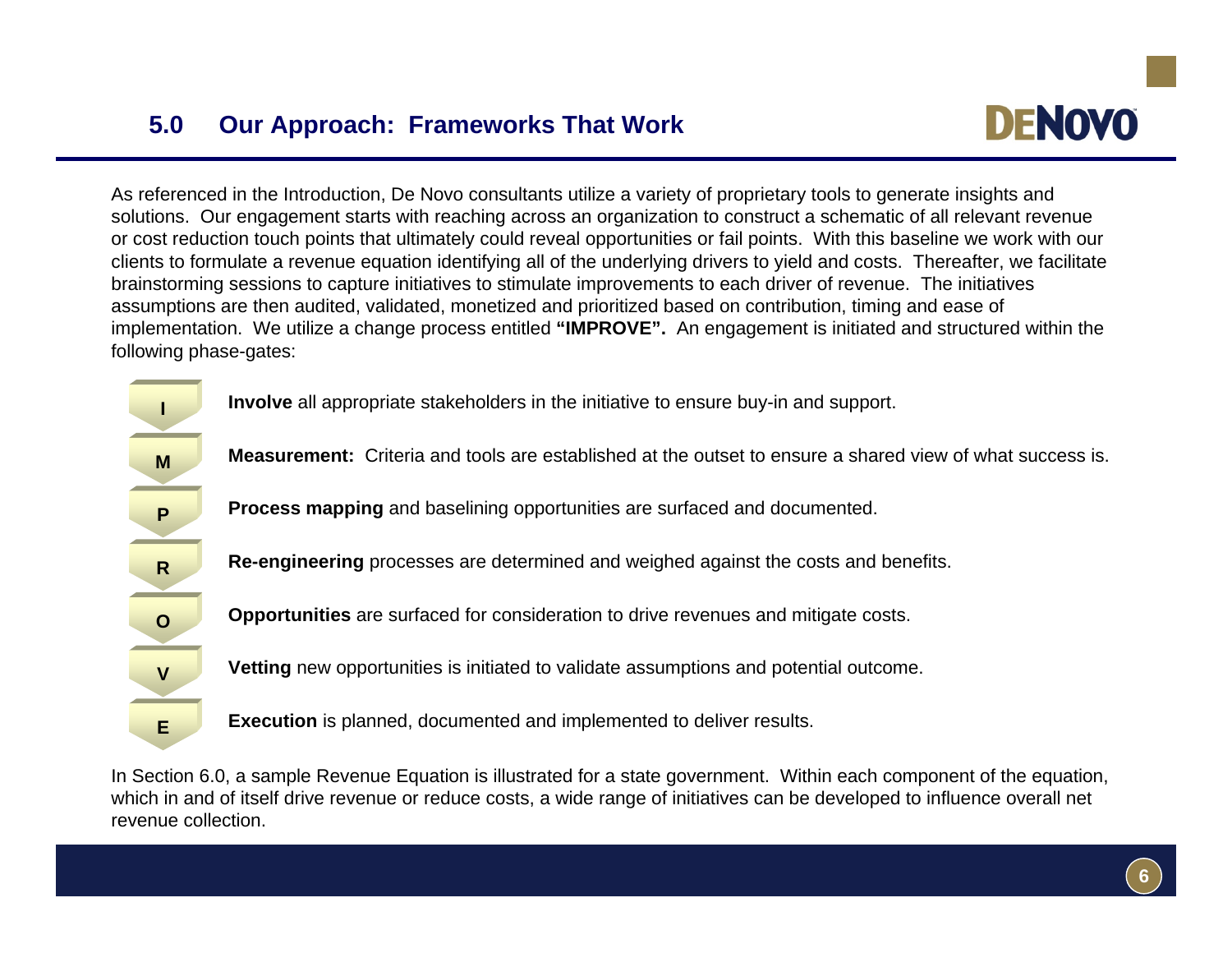## 5.0 Our Approach: Frameworks That Work

As referenced in the Introduction, De Novo consultants utilize a variety of proprietary tools to generate insights and solutions. Our engagement starts with reaching across an organization to construct a schematic of all relevant revenue or cost reduction touch points that ultimately could reveal opportunities or fail points. With this baseline we work with our clients to formulate a revenue equation identifying all of the underlying drivers to yield and costs. Thereafter, we facilitate brainstorming sessions to capture initiatives to stimulate improvements to each driver of revenue. The initiatives assumptions are then audited, validated, monetized and prioritized based on contribution, timing and ease of implementation. We utilize a change process entitled **"IMPROVE".** An engagement is initiated and structured within the following phase-gates:

- **I** — **Involve** all appropriate stakeholders in the initiative to ensure buy-in and support.
- **M** — **Measurement:** Criteria and tools are established at the outset to ensure a shared view of what success is.
- **P** — **Process mapping** and baselining opportunities are surfaced and documented.
- **R** — **Re-engineering** processes are determined and weighed against the costs and benefits.
- **O** — **Opportunities** are surfaced for consideration to drive revenues and mitigate costs.
- **V** — **Vetting** new opportunities is initiated to validate assumptions and potential outcome.
- **E** — **Execution** is planned, documented and implemented to deliver results.

In Section 6.0, a sample Revenue Equation is illustrated for a state government. Within each component of the equation, which in and of itself drive revenue or reduce costs, a wide range of initiatives can be developed to influence overall net revenue collection.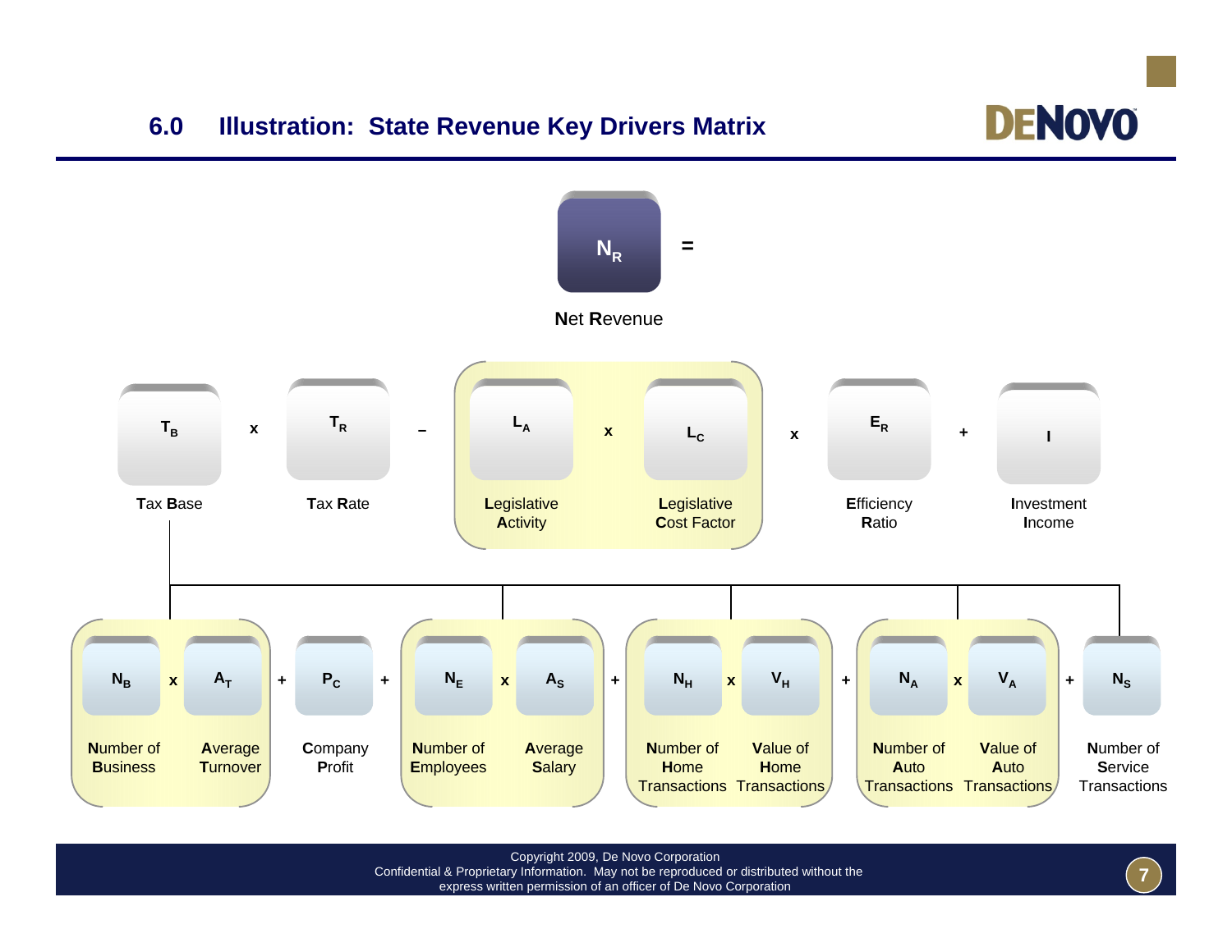## 6.0 Illustration: State Revenue Key Drivers Matrix

$N_R$ =

**N**et **R**evenue

$T_B$ x $T_R$ – ( $L_A$ x $L_C$ ) x $E_R$ + $I$

| $T_B$ | $T_R$ | $L_A$ | $L_C$ | $E_R$ | $I$ |
|---|---|---|---|---|---|
| **T**ax **B**ase | **T**ax **R**ate | **L**egislative **A**ctivity | **L**egislative **C**ost Factor | **E**fficiency **R**atio | **I**nvestment **I**ncome |

Tax Base ($T_B$) =

( $N_B$ x $A_T$ ) + $P_C$ + ( $N_E$ x $A_S$ ) + ( $N_H$ x $V_H$ ) + ( $N_A$ x $V_A$ ) + $N_S$

| $N_B$ | $A_T$ | $P_C$ | $N_E$ | $A_S$ | $N_H$ | $V_H$ | $N_A$ | $V_A$ | $N_S$ |
|---|---|---|---|---|---|---|---|---|---|
| **N**umber of **B**usiness | **A**verage **T**urnover | **C**ompany **P**rofit | **N**umber of **E**mployees | **A**verage **S**alary | **N**umber of **H**ome Transactions | **V**alue of **H**ome Transactions | **N**umber of **A**uto Transactions | **V**alue of **A**uto Transactions | **N**umber of **S**ervice Transactions |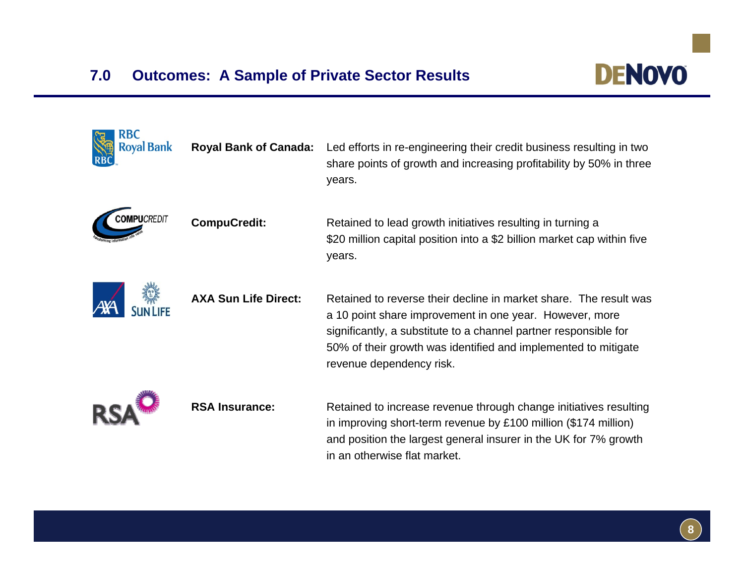## 7.0 Outcomes: A Sample of Private Sector Results

**Royal Bank of Canada:** Led efforts in re-engineering their credit business resulting in two share points of growth and increasing profitability by 50% in three years.

**CompuCredit:** Retained to lead growth initiatives resulting in turning a $20 million capital position into a $2 billion market cap within five years.

**AXA Sun Life Direct:** Retained to reverse their decline in market share. The result was a 10 point share improvement in one year. However, more significantly, a substitute to a channel partner responsible for 50% of their growth was identified and implemented to mitigate revenue dependency risk.

**RSA Insurance:** Retained to increase revenue through change initiatives resulting in improving short-term revenue by £100 million ($174 million) and position the largest general insurer in the UK for 7% growth in an otherwise flat market.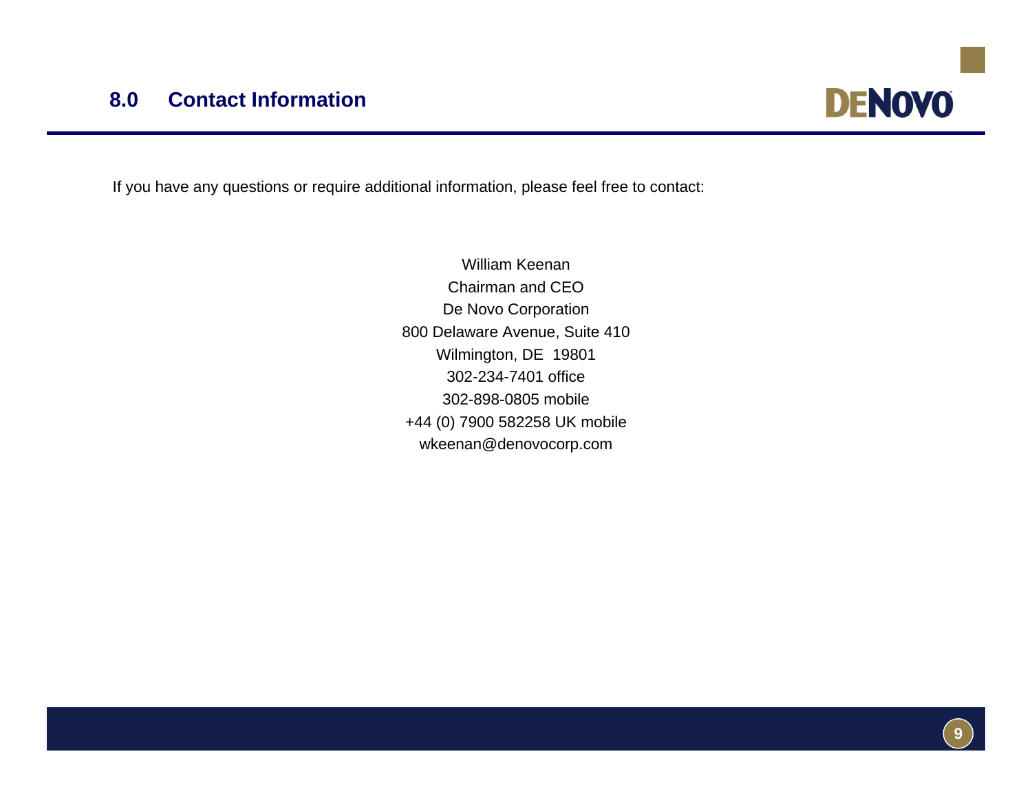## 8.0 Contact Information

If you have any questions or require additional information, please feel free to contact:

William Keenan
Chairman and CEO
De Novo Corporation
800 Delaware Avenue, Suite 410
Wilmington, DE 19801
302-234-7401 office
302-898-0805 mobile
+44 (0) 7900 582258 UK mobile
wkeenan@denovocorp.com